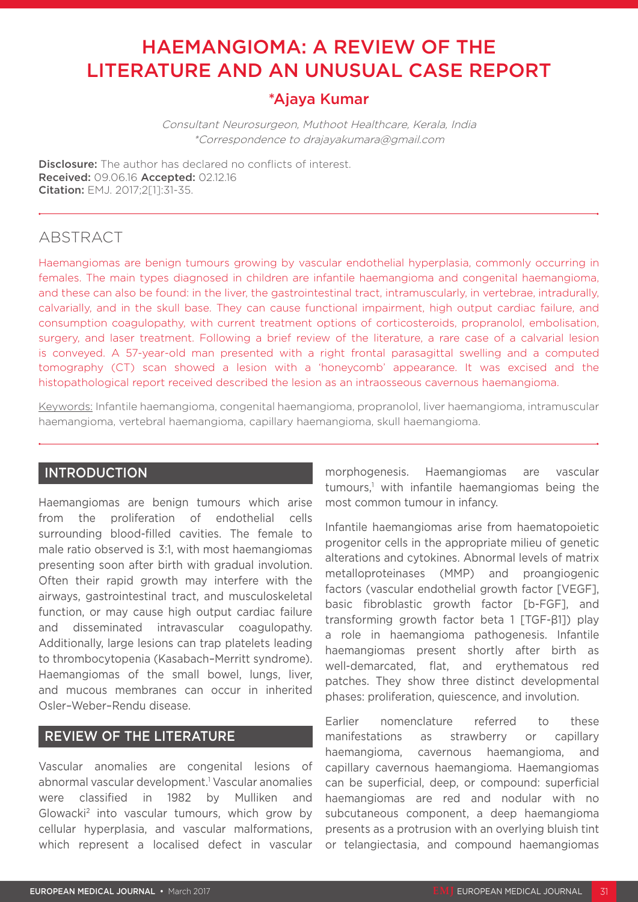# HAEMANGIOMA: A REVIEW OF THE LITERATURE AND AN UNUSUAL CASE REPORT

## *Ajaya Kumar

*Consultant Neurosurgeon, Muthoot Healthcare, Kerala, India*
*\*Correspondence to drajayakumara@gmail.com*

**Disclosure:** The author has declared no conflicts of interest.
**Received:** 09.06.16 **Accepted:** 02.12.16
**Citation:** EMJ. 2017;2[1]:31-35.

## ABSTRACT

Haemangiomas are benign tumours growing by vascular endothelial hyperplasia, commonly occurring in females. The main types diagnosed in children are infantile haemangioma and congenital haemangioma, and these can also be found: in the liver, the gastrointestinal tract, intramuscularly, in vertebrae, intradurally, calvarially, and in the skull base. They can cause functional impairment, high output cardiac failure, and consumption coagulopathy, with current treatment options of corticosteroids, propranolol, embolisation, surgery, and laser treatment. Following a brief review of the literature, a rare case of a calvarial lesion is conveyed. A 57-year-old man presented with a right frontal parasagittal swelling and a computed tomography (CT) scan showed a lesion with a 'honeycomb' appearance. It was excised and the histopathological report received described the lesion as an intraosseous cavernous haemangioma.

Keywords: Infantile haemangioma, congenital haemangioma, propranolol, liver haemangioma, intramuscular haemangioma, vertebral haemangioma, capillary haemangioma, skull haemangioma.

## INTRODUCTION

Haemangiomas are benign tumours which arise from the proliferation of endothelial cells surrounding blood-filled cavities. The female to male ratio observed is 3:1, with most haemangiomas presenting soon after birth with gradual involution. Often their rapid growth may interfere with the airways, gastrointestinal tract, and musculoskeletal function, or may cause high output cardiac failure and disseminated intravascular coagulopathy. Additionally, large lesions can trap platelets leading to thrombocytopenia (Kasabach–Merritt syndrome). Haemangiomas of the small bowel, lungs, liver, and mucous membranes can occur in inherited Osler–Weber–Rendu disease.

## REVIEW OF THE LITERATURE

Vascular anomalies are congenital lesions of abnormal vascular development.[1] Vascular anomalies were classified in 1982 by Mulliken and Glowacki[2] into vascular tumours, which grow by cellular hyperplasia, and vascular malformations, which represent a localised defect in vascular morphogenesis. Haemangiomas are vascular tumours,[1] with infantile haemangiomas being the most common tumour in infancy.

Infantile haemangiomas arise from haematopoietic progenitor cells in the appropriate milieu of genetic alterations and cytokines. Abnormal levels of matrix metalloproteinases (MMP) and proangiogenic factors (vascular endothelial growth factor [VEGF], basic fibroblastic growth factor [b-FGF], and transforming growth factor beta 1 [TGF-β1]) play a role in haemangioma pathogenesis. Infantile haemangiomas present shortly after birth as well-demarcated, flat, and erythematous red patches. They show three distinct developmental phases: proliferation, quiescence, and involution.

Earlier nomenclature referred to these manifestations as strawberry or capillary haemangioma, cavernous haemangioma, and capillary cavernous haemangioma. Haemangiomas can be superficial, deep, or compound: superficial haemangiomas are red and nodular with no subcutaneous component, a deep haemangioma presents as a protrusion with an overlying bluish tint or telangiectasia, and compound haemangiomas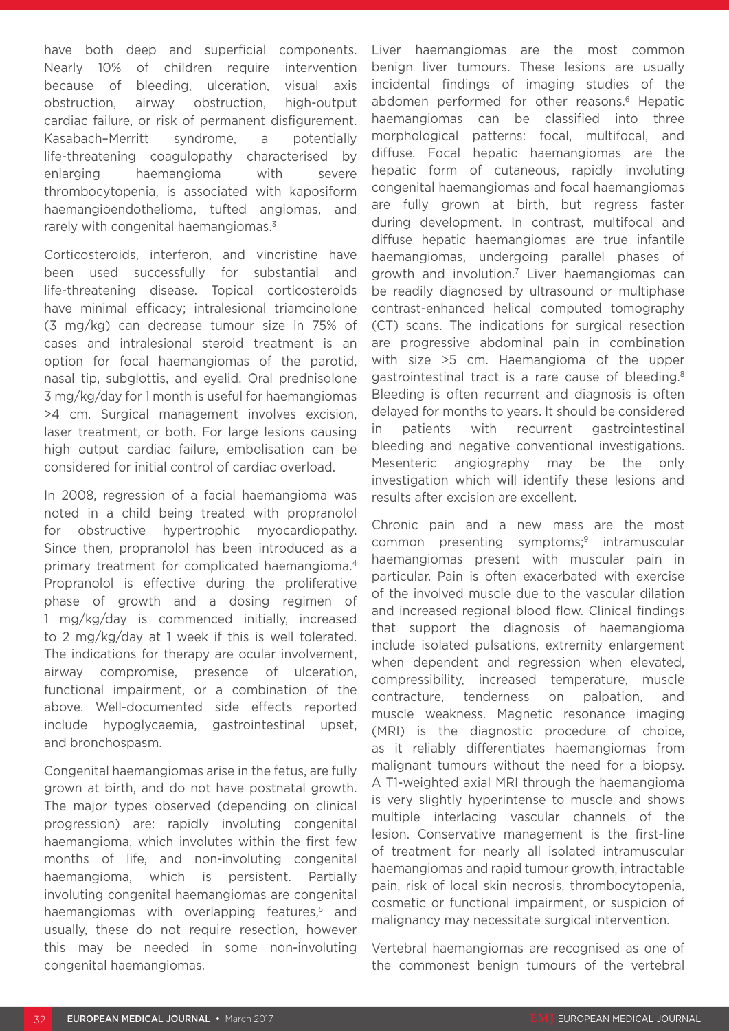have both deep and superficial components. Nearly 10% of children require intervention because of bleeding, ulceration, visual axis obstruction, airway obstruction, high-output cardiac failure, or risk of permanent disfigurement. Kasabach–Merritt syndrome, a potentially life-threatening coagulopathy characterised by enlarging haemangioma with severe thrombocytopenia, is associated with kaposiform haemangioendothelioma, tufted angiomas, and rarely with congenital haemangiomas.[3]

Corticosteroids, interferon, and vincristine have been used successfully for substantial and life-threatening disease. Topical corticosteroids have minimal efficacy; intralesional triamcinolone (3 mg/kg) can decrease tumour size in 75% of cases and intralesional steroid treatment is an option for focal haemangiomas of the parotid, nasal tip, subglottis, and eyelid. Oral prednisolone 3 mg/kg/day for 1 month is useful for haemangiomas >4 cm. Surgical management involves excision, laser treatment, or both. For large lesions causing high output cardiac failure, embolisation can be considered for initial control of cardiac overload.

In 2008, regression of a facial haemangioma was noted in a child being treated with propranolol for obstructive hypertrophic myocardiopathy. Since then, propranolol has been introduced as a primary treatment for complicated haemangioma.[4] Propranolol is effective during the proliferative phase of growth and a dosing regimen of 1 mg/kg/day is commenced initially, increased to 2 mg/kg/day at 1 week if this is well tolerated. The indications for therapy are ocular involvement, airway compromise, presence of ulceration, functional impairment, or a combination of the above. Well-documented side effects reported include hypoglycaemia, gastrointestinal upset, and bronchospasm.

Congenital haemangiomas arise in the fetus, are fully grown at birth, and do not have postnatal growth. The major types observed (depending on clinical progression) are: rapidly involuting congenital haemangioma, which involutes within the first few months of life, and non-involuting congenital haemangioma, which is persistent. Partially involuting congenital haemangiomas are congenital haemangiomas with overlapping features,[5] and usually, these do not require resection, however this may be needed in some non-involuting congenital haemangiomas.

Liver haemangiomas are the most common benign liver tumours. These lesions are usually incidental findings of imaging studies of the abdomen performed for other reasons.[6] Hepatic haemangiomas can be classified into three morphological patterns: focal, multifocal, and diffuse. Focal hepatic haemangiomas are the hepatic form of cutaneous, rapidly involuting congenital haemangiomas and focal haemangiomas are fully grown at birth, but regress faster during development. In contrast, multifocal and diffuse hepatic haemangiomas are true infantile haemangiomas, undergoing parallel phases of growth and involution.[7] Liver haemangiomas can be readily diagnosed by ultrasound or multiphase contrast-enhanced helical computed tomography (CT) scans. The indications for surgical resection are progressive abdominal pain in combination with size >5 cm. Haemangioma of the upper gastrointestinal tract is a rare cause of bleeding.[8] Bleeding is often recurrent and diagnosis is often delayed for months to years. It should be considered in patients with recurrent gastrointestinal bleeding and negative conventional investigations. Mesenteric angiography may be the only investigation which will identify these lesions and results after excision are excellent.

Chronic pain and a new mass are the most common presenting symptoms;[9] intramuscular haemangiomas present with muscular pain in particular. Pain is often exacerbated with exercise of the involved muscle due to the vascular dilation and increased regional blood flow. Clinical findings that support the diagnosis of haemangioma include isolated pulsations, extremity enlargement when dependent and regression when elevated, compressibility, increased temperature, muscle contracture, tenderness on palpation, and muscle weakness. Magnetic resonance imaging (MRI) is the diagnostic procedure of choice, as it reliably differentiates haemangiomas from malignant tumours without the need for a biopsy. A T1-weighted axial MRI through the haemangioma is very slightly hyperintense to muscle and shows multiple interlacing vascular channels of the lesion. Conservative management is the first-line of treatment for nearly all isolated intramuscular haemangiomas and rapid tumour growth, intractable pain, risk of local skin necrosis, thrombocytopenia, cosmetic or functional impairment, or suspicion of malignancy may necessitate surgical intervention.

Vertebral haemangiomas are recognised as one of the commonest benign tumours of the vertebral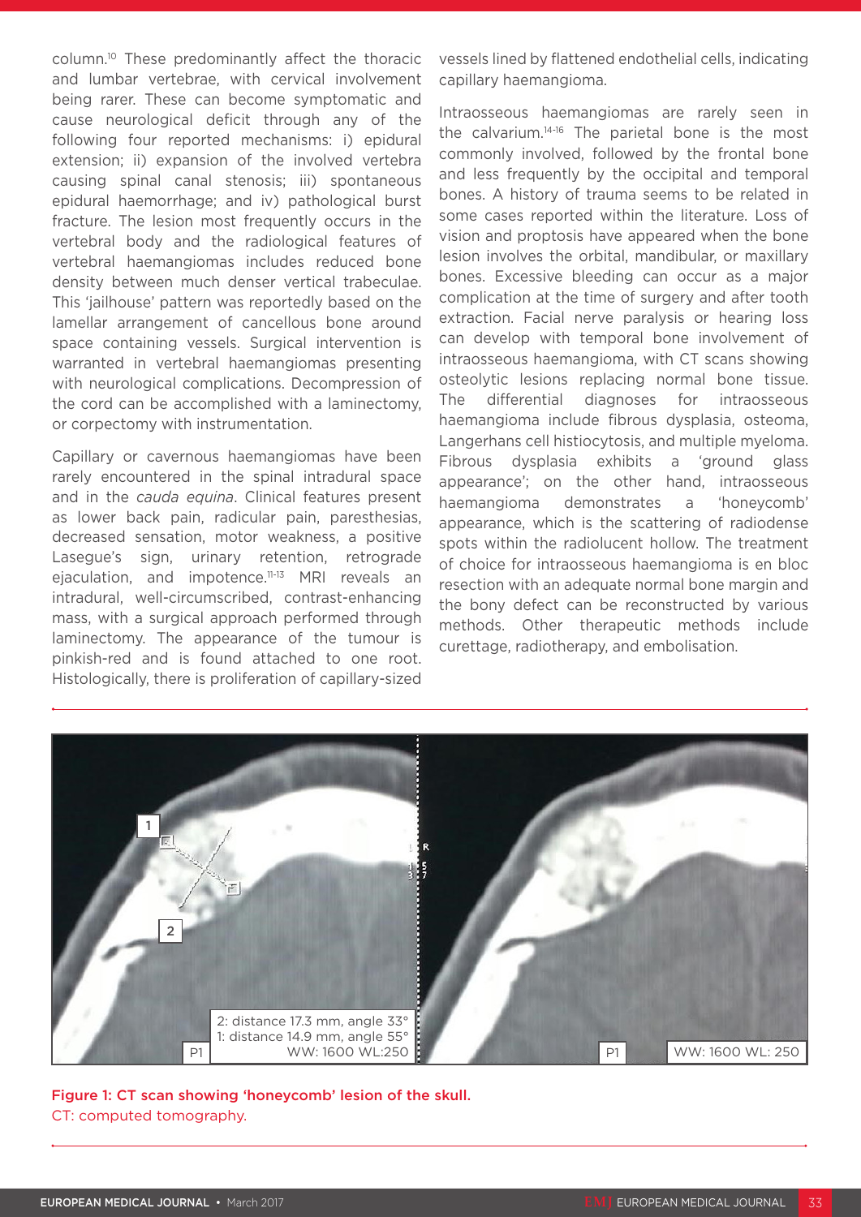column.[10] These predominantly affect the thoracic and lumbar vertebrae, with cervical involvement being rarer. These can become symptomatic and cause neurological deficit through any of the following four reported mechanisms: i) epidural extension; ii) expansion of the involved vertebra causing spinal canal stenosis; iii) spontaneous epidural haemorrhage; and iv) pathological burst fracture. The lesion most frequently occurs in the vertebral body and the radiological features of vertebral haemangiomas includes reduced bone density between much denser vertical trabeculae. This 'jailhouse' pattern was reportedly based on the lamellar arrangement of cancellous bone around space containing vessels. Surgical intervention is warranted in vertebral haemangiomas presenting with neurological complications. Decompression of the cord can be accomplished with a laminectomy, or corpectomy with instrumentation.

Capillary or cavernous haemangiomas have been rarely encountered in the spinal intradural space and in the *cauda equina*. Clinical features present as lower back pain, radicular pain, paresthesias, decreased sensation, motor weakness, a positive Lasegue's sign, urinary retention, retrograde ejaculation, and impotence.[11-13] MRI reveals an intradural, well-circumscribed, contrast-enhancing mass, with a surgical approach performed through laminectomy. The appearance of the tumour is pinkish-red and is found attached to one root. Histologically, there is proliferation of capillary-sized vessels lined by flattened endothelial cells, indicating capillary haemangioma.

Intraosseous haemangiomas are rarely seen in the calvarium.[14-16] The parietal bone is the most commonly involved, followed by the frontal bone and less frequently by the occipital and temporal bones. A history of trauma seems to be related in some cases reported within the literature. Loss of vision and proptosis have appeared when the bone lesion involves the orbital, mandibular, or maxillary bones. Excessive bleeding can occur as a major complication at the time of surgery and after tooth extraction. Facial nerve paralysis or hearing loss can develop with temporal bone involvement of intraosseous haemangioma, with CT scans showing osteolytic lesions replacing normal bone tissue. The differential diagnoses for intraosseous haemangioma include fibrous dysplasia, osteoma, Langerhans cell histiocytosis, and multiple myeloma. Fibrous dysplasia exhibits a 'ground glass appearance'; on the other hand, intraosseous haemangioma demonstrates a 'honeycomb' appearance, which is the scattering of radiodense spots within the radiolucent hollow. The treatment of choice for intraosseous haemangioma is en bloc resection with an adequate normal bone margin and the bony defect can be reconstructed by various methods. Other therapeutic methods include curettage, radiotherapy, and embolisation.

**Figure 1: CT scan showing 'honeycomb' lesion of the skull.**
CT: computed tomography.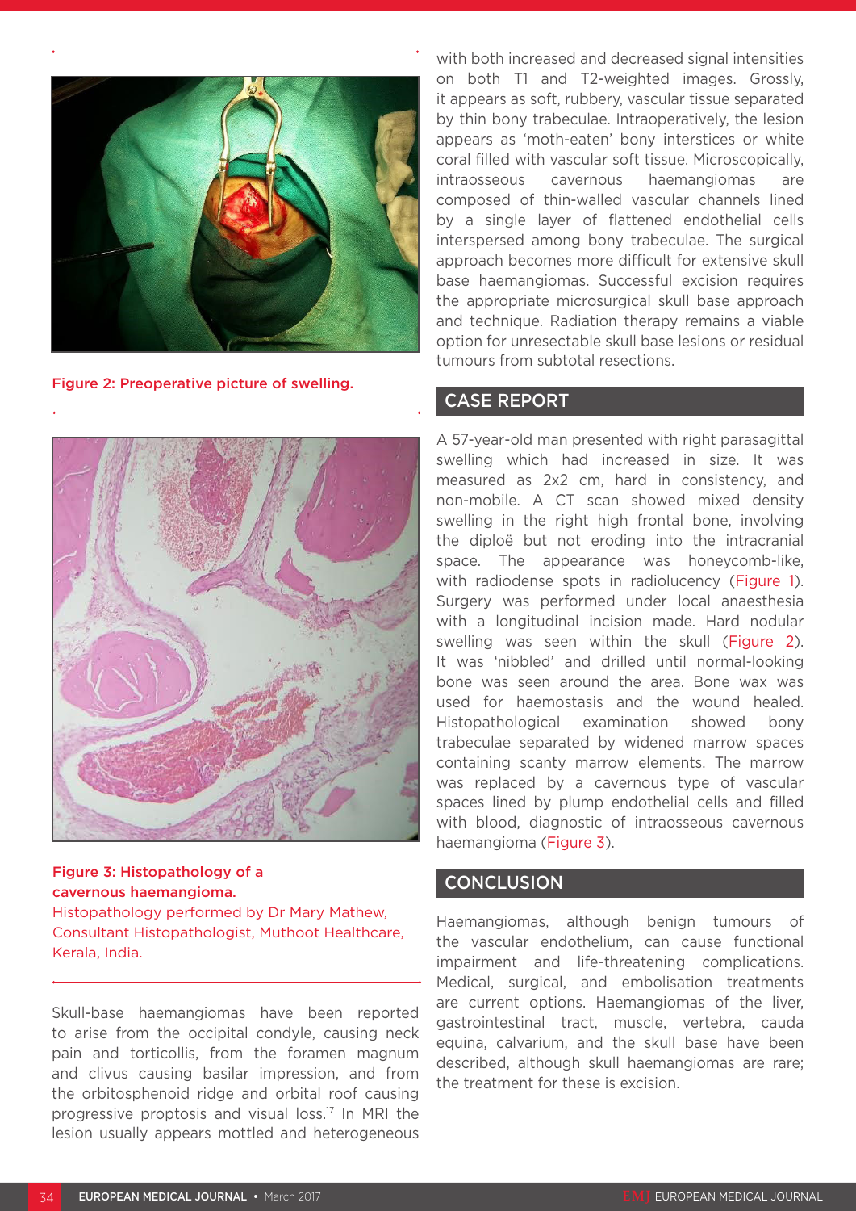Figure 2: Preoperative picture of swelling.

Figure 3: Histopathology of a cavernous haemangioma.
Histopathology performed by Dr Mary Mathew, Consultant Histopathologist, Muthoot Healthcare, Kerala, India.

Skull-base haemangiomas have been reported to arise from the occipital condyle, causing neck pain and torticollis, from the foramen magnum and clivus causing basilar impression, and from the orbitosphenoid ridge and orbital roof causing progressive proptosis and visual loss.[17] In MRI the lesion usually appears mottled and heterogeneous with both increased and decreased signal intensities on both T1 and T2-weighted images. Grossly, it appears as soft, rubbery, vascular tissue separated by thin bony trabeculae. Intraoperatively, the lesion appears as 'moth-eaten' bony interstices or white coral filled with vascular soft tissue. Microscopically, intraosseous cavernous haemangiomas are composed of thin-walled vascular channels lined by a single layer of flattened endothelial cells interspersed among bony trabeculae. The surgical approach becomes more difficult for extensive skull base haemangiomas. Successful excision requires the appropriate microsurgical skull base approach and technique. Radiation therapy remains a viable option for unresectable skull base lesions or residual tumours from subtotal resections.

## CASE REPORT

A 57-year-old man presented with right parasagittal swelling which had increased in size. It was measured as 2x2 cm, hard in consistency, and non-mobile. A CT scan showed mixed density swelling in the right high frontal bone, involving the diploë but not eroding into the intracranial space. The appearance was honeycomb-like, with radiodense spots in radiolucency (Figure 1). Surgery was performed under local anaesthesia with a longitudinal incision made. Hard nodular swelling was seen within the skull (Figure 2). It was 'nibbled' and drilled until normal-looking bone was seen around the area. Bone wax was used for haemostasis and the wound healed. Histopathological examination showed bony trabeculae separated by widened marrow spaces containing scanty marrow elements. The marrow was replaced by a cavernous type of vascular spaces lined by plump endothelial cells and filled with blood, diagnostic of intraosseous cavernous haemangioma (Figure 3).

## CONCLUSION

Haemangiomas, although benign tumours of the vascular endothelium, can cause functional impairment and life-threatening complications. Medical, surgical, and embolisation treatments are current options. Haemangiomas of the liver, gastrointestinal tract, muscle, vertebra, cauda equina, calvarium, and the skull base have been described, although skull haemangiomas are rare; the treatment for these is excision.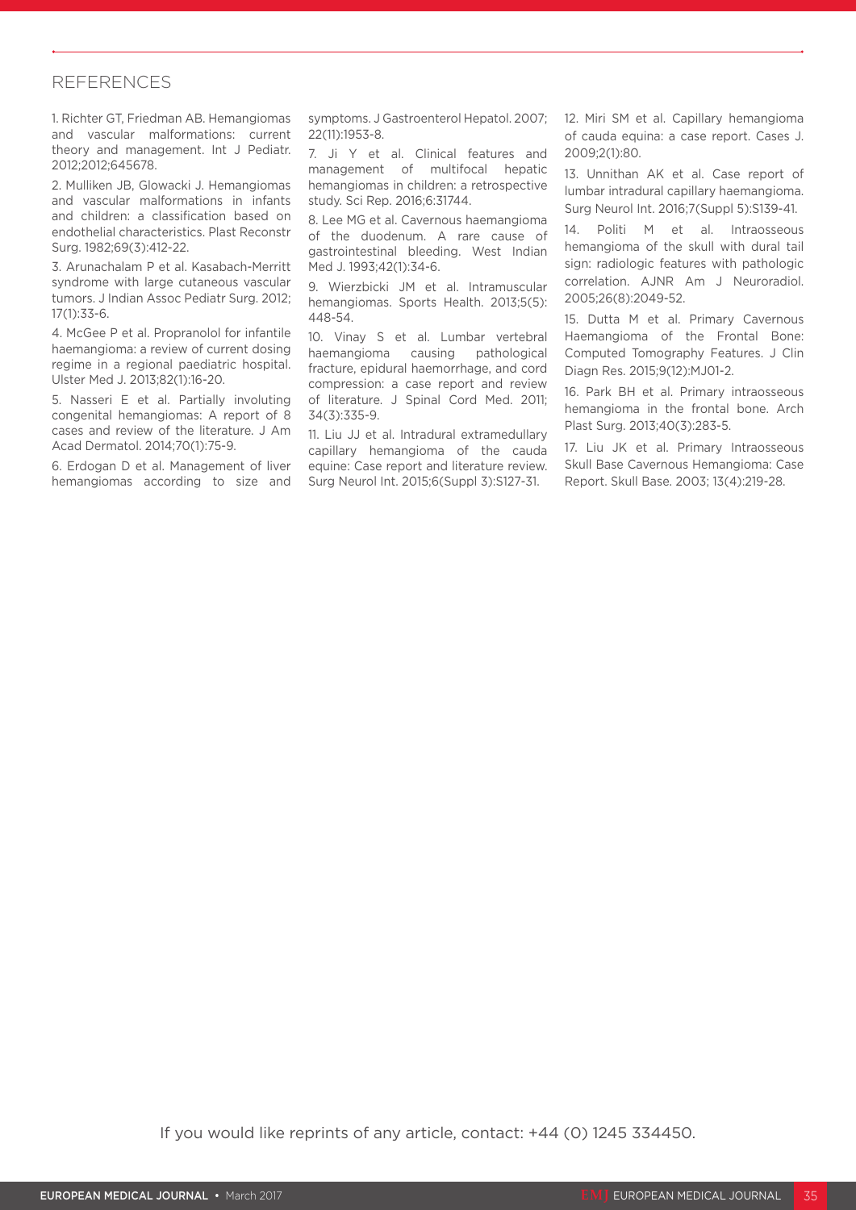## REFERENCES

1. Richter GT, Friedman AB. Hemangiomas and vascular malformations: current theory and management. Int J Pediatr. 2012;2012;645678.

2. Mulliken JB, Glowacki J. Hemangiomas and vascular malformations in infants and children: a classification based on endothelial characteristics. Plast Reconstr Surg. 1982;69(3):412-22.

3. Arunachalam P et al. Kasabach-Merritt syndrome with large cutaneous vascular tumors. J Indian Assoc Pediatr Surg. 2012; 17(1):33-6.

4. McGee P et al. Propranolol for infantile haemangioma: a review of current dosing regime in a regional paediatric hospital. Ulster Med J. 2013;82(1):16-20.

5. Nasseri E et al. Partially involuting congenital hemangiomas: A report of 8 cases and review of the literature. J Am Acad Dermatol. 2014;70(1):75-9.

6. Erdogan D et al. Management of liver hemangiomas according to size and symptoms. J Gastroenterol Hepatol. 2007; 22(11):1953-8.

7. Ji Y et al. Clinical features and management of multifocal hepatic hemangiomas in children: a retrospective study. Sci Rep. 2016;6:31744.

8. Lee MG et al. Cavernous haemangioma of the duodenum. A rare cause of gastrointestinal bleeding. West Indian Med J. 1993;42(1):34-6.

9. Wierzbicki JM et al. Intramuscular hemangiomas. Sports Health. 2013;5(5): 448-54.

10. Vinay S et al. Lumbar vertebral haemangioma causing pathological fracture, epidural haemorrhage, and cord compression: a case report and review of literature. J Spinal Cord Med. 2011; 34(3):335-9.

11. Liu JJ et al. Intradural extramedullary capillary hemangioma of the cauda equine: Case report and literature review. Surg Neurol Int. 2015;6(Suppl 3):S127-31.

12. Miri SM et al. Capillary hemangioma of cauda equina: a case report. Cases J. 2009;2(1):80.

13. Unnithan AK et al. Case report of lumbar intradural capillary haemangioma. Surg Neurol Int. 2016;7(Suppl 5):S139-41.

14. Politi M et al. Intraosseous hemangioma of the skull with dural tail sign: radiologic features with pathologic correlation. AJNR Am J Neuroradiol. 2005;26(8):2049-52.

15. Dutta M et al. Primary Cavernous Haemangioma of the Frontal Bone: Computed Tomography Features. J Clin Diagn Res. 2015;9(12):MJ01-2.

16. Park BH et al. Primary intraosseous hemangioma in the frontal bone. Arch Plast Surg. 2013;40(3):283-5.

17. Liu JK et al. Primary Intraosseous Skull Base Cavernous Hemangioma: Case Report. Skull Base. 2003; 13(4):219-28.

If you would like reprints of any article, contact: +44 (0) 1245 334450.